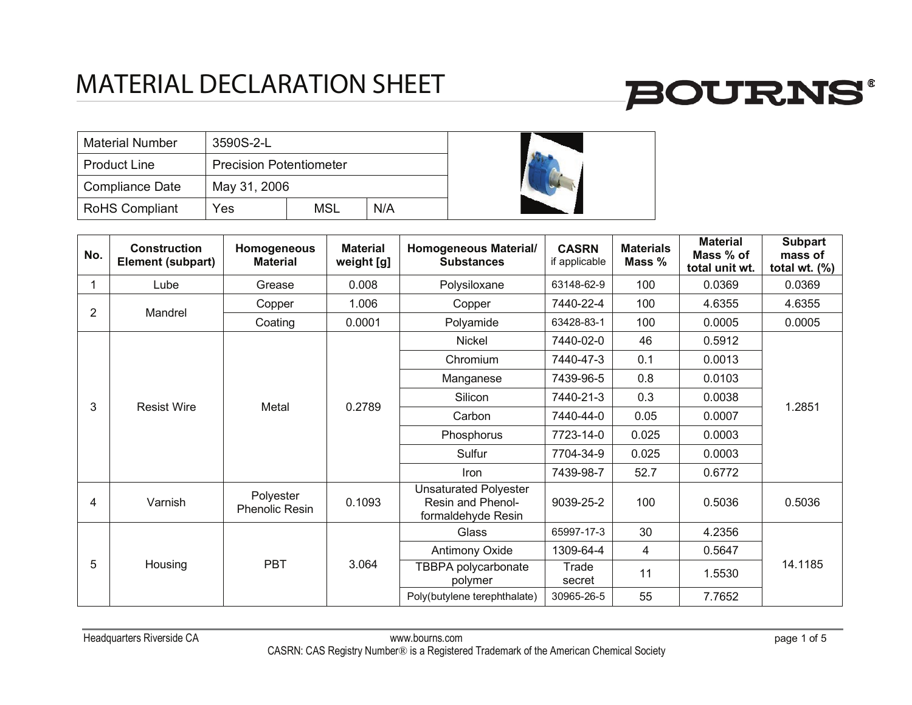# MATERIAL DECLARATION SHEET

BOURNS®

| Material Number | 3590S-2-L | | |
|---|---|---|---|
| Product Line | Precision Potentiometer | | |
| Compliance Date | May 31, 2006 | | |
| RoHS Compliant | Yes | MSL | N/A |

| No. | Construction Element (subpart) | Homogeneous Material | Material weight [g] | Homogeneous Material/ Substances | CASRN if applicable | Materials Mass % | Material Mass % of total unit wt. | Subpart mass of total wt. (%) |
|---|---|---|---|---|---|---|---|---|
| 1 | Lube | Grease | 0.008 | Polysiloxane | 63148-62-9 | 100 | 0.0369 | 0.0369 |
| 2 | Mandrel | Copper | 1.006 | Copper | 7440-22-4 | 100 | 4.6355 | 4.6355 |
| | | Coating | 0.0001 | Polyamide | 63428-83-1 | 100 | 0.0005 | 0.0005 |
| 3 | Resist Wire | Metal | 0.2789 | Nickel | 7440-02-0 | 46 | 0.5912 | 1.2851 |
| | | | | Chromium | 7440-47-3 | 0.1 | 0.0013 | |
| | | | | Manganese | 7439-96-5 | 0.8 | 0.0103 | |
| | | | | Silicon | 7440-21-3 | 0.3 | 0.0038 | |
| | | | | Carbon | 7440-44-0 | 0.05 | 0.0007 | |
| | | | | Phosphorus | 7723-14-0 | 0.025 | 0.0003 | |
| | | | | Sulfur | 7704-34-9 | 0.025 | 0.0003 | |
| | | | | Iron | 7439-98-7 | 52.7 | 0.6772 | |
| 4 | Varnish | Polyester Phenolic Resin | 0.1093 | Unsaturated Polyester Resin and Phenol-formaldehyde Resin | 9039-25-2 | 100 | 0.5036 | 0.5036 |
| 5 | Housing | PBT | 3.064 | Glass | 65997-17-3 | 30 | 4.2356 | 14.1185 |
| | | | | Antimony Oxide | 1309-64-4 | 4 | 0.5647 | |
| | | | | TBBPA polycarbonate polymer | Trade secret | 11 | 1.5530 | |
| | | | | Poly(butylene terephthalate) | 30965-26-5 | 55 | 7.7652 | |

Headquarters Riverside CA www.bourns.com

CASRN: CAS Registry Number® is a Registered Trademark of the American Chemical Society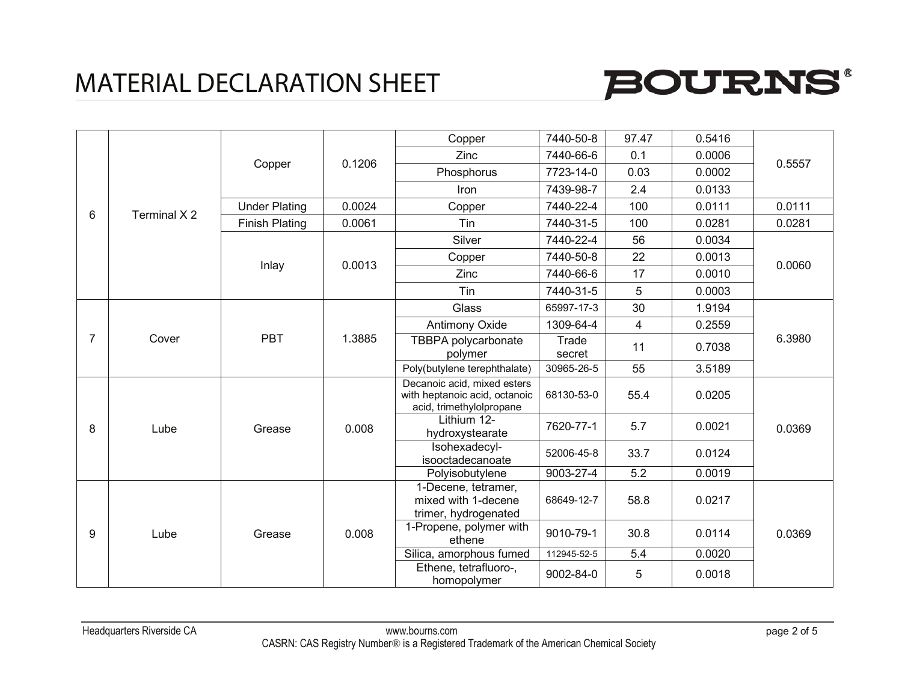# MATERIAL DECLARATION SHEET

| | | | | | | | | |
|---|---|---|---|---|---|---|---|---|
| 6 | Terminal X 2 | Copper | 0.1206 | Copper | 7440-50-8 | 97.47 | 0.5416 | 0.5557 |
| | | | | Zinc | 7440-66-6 | 0.1 | 0.0006 | |
| | | | | Phosphorus | 7723-14-0 | 0.03 | 0.0002 | |
| | | | | Iron | 7439-98-7 | 2.4 | 0.0133 | |
| | | Under Plating | 0.0024 | Copper | 7440-22-4 | 100 | 0.0111 | 0.0111 |
| | | Finish Plating | 0.0061 | Tin | 7440-31-5 | 100 | 0.0281 | 0.0281 |
| | | Inlay | 0.0013 | Silver | 7440-22-4 | 56 | 0.0034 | 0.0060 |
| | | | | Copper | 7440-50-8 | 22 | 0.0013 | |
| | | | | Zinc | 7440-66-6 | 17 | 0.0010 | |
| | | | | Tin | 7440-31-5 | 5 | 0.0003 | |
| 7 | Cover | PBT | 1.3885 | Glass | 65997-17-3 | 30 | 1.9194 | 6.3980 |
| | | | | Antimony Oxide | 1309-64-4 | 4 | 0.2559 | |
| | | | | TBBPA polycarbonate polymer | Trade secret | 11 | 0.7038 | |
| | | | | Poly(butylene terephthalate) | 30965-26-5 | 55 | 3.5189 | |
| 8 | Lube | Grease | 0.008 | Decanoic acid, mixed esters with heptanoic acid, octanoic acid, trimethylolpropane | 68130-53-0 | 55.4 | 0.0205 | 0.0369 |
| | | | | Lithium 12-hydroxystearate | 7620-77-1 | 5.7 | 0.0021 | |
| | | | | Isohexadecyl-isooctadecanoate | 52006-45-8 | 33.7 | 0.0124 | |
| | | | | Polyisobutylene | 9003-27-4 | 5.2 | 0.0019 | |
| 9 | Lube | Grease | 0.008 | 1-Decene, tetramer, mixed with 1-decene trimer, hydrogenated | 68649-12-7 | 58.8 | 0.0217 | 0.0369 |
| | | | | 1-Propene, polymer with ethene | 9010-79-1 | 30.8 | 0.0114 | |
| | | | | Silica, amorphous fumed | 112945-52-5 | 5.4 | 0.0020 | |
| | | | | Ethene, tetrafluoro-, homopolymer | 9002-84-0 | 5 | 0.0018 | |

Headquarters Riverside CA www.bourns.com

CASRN: CAS Registry Number® is a Registered Trademark of the American Chemical Society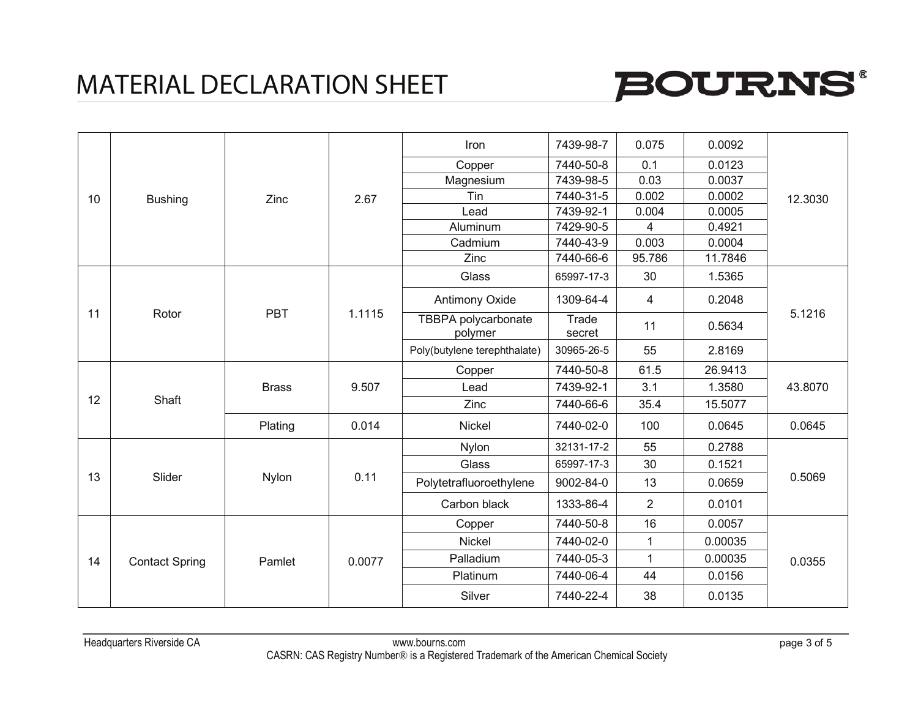# MATERIAL DECLARATION SHEET

| | | | | | | | | |
|---|---|---|---|---|---|---|---|---|
| 10 | Bushing | Zinc | 2.67 | Iron | 7439-98-7 | 0.075 | 0.0092 | 12.3030 |
| | | | | Copper | 7440-50-8 | 0.1 | 0.0123 | |
| | | | | Magnesium | 7439-98-5 | 0.03 | 0.0037 | |
| | | | | Tin | 7440-31-5 | 0.002 | 0.0002 | |
| | | | | Lead | 7439-92-1 | 0.004 | 0.0005 | |
| | | | | Aluminum | 7429-90-5 | 4 | 0.4921 | |
| | | | | Cadmium | 7440-43-9 | 0.003 | 0.0004 | |
| | | | | Zinc | 7440-66-6 | 95.786 | 11.7846 | |
| 11 | Rotor | PBT | 1.1115 | Glass | 65997-17-3 | 30 | 1.5365 | 5.1216 |
| | | | | Antimony Oxide | 1309-64-4 | 4 | 0.2048 | |
| | | | | TBBPA polycarbonate polymer | Trade secret | 11 | 0.5634 | |
| | | | | Poly(butylene terephthalate) | 30965-26-5 | 55 | 2.8169 | |
| 12 | Shaft | Brass | 9.507 | Copper | 7440-50-8 | 61.5 | 26.9413 | 43.8070 |
| | | | | Lead | 7439-92-1 | 3.1 | 1.3580 | |
| | | | | Zinc | 7440-66-6 | 35.4 | 15.5077 | |
| | | Plating | 0.014 | Nickel | 7440-02-0 | 100 | 0.0645 | 0.0645 |
| 13 | Slider | Nylon | 0.11 | Nylon | 32131-17-2 | 55 | 0.2788 | 0.5069 |
| | | | | Glass | 65997-17-3 | 30 | 0.1521 | |
| | | | | Polytetrafluoroethylene | 9002-84-0 | 13 | 0.0659 | |
| | | | | Carbon black | 1333-86-4 | 2 | 0.0101 | |
| 14 | Contact Spring | Pamlet | 0.0077 | Copper | 7440-50-8 | 16 | 0.0057 | 0.0355 |
| | | | | Nickel | 7440-02-0 | 1 | 0.00035 | |
| | | | | Palladium | 7440-05-3 | 1 | 0.00035 | |
| | | | | Platinum | 7440-06-4 | 44 | 0.0156 | |
| | | | | Silver | 7440-22-4 | 38 | 0.0135 | |

Headquarters Riverside CA www.bourns.com

CASRN: CAS Registry Number® is a Registered Trademark of the American Chemical Society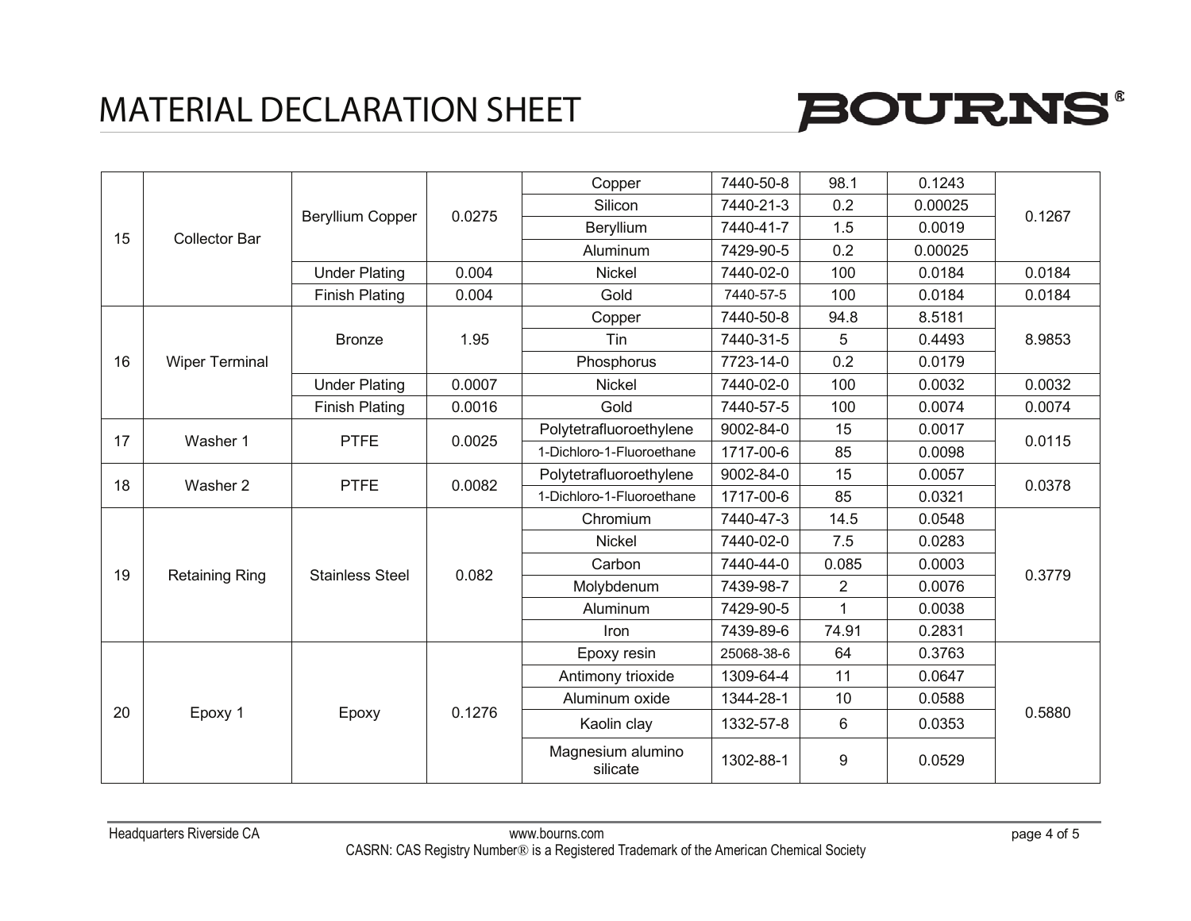# MATERIAL DECLARATION SHEET

| | | | | | | | | |
|---|---|---|---|---|---|---|---|---|
| 15 | Collector Bar | Beryllium Copper | 0.0275 | Copper | 7440-50-8 | 98.1 | 0.1243 | 0.1267 |
| | | | | Silicon | 7440-21-3 | 0.2 | 0.00025 | |
| | | | | Beryllium | 7440-41-7 | 1.5 | 0.0019 | |
| | | | | Aluminum | 7429-90-5 | 0.2 | 0.00025 | |
| | | Under Plating | 0.004 | Nickel | 7440-02-0 | 100 | 0.0184 | 0.0184 |
| | | Finish Plating | 0.004 | Gold | 7440-57-5 | 100 | 0.0184 | 0.0184 |
| 16 | Wiper Terminal | Bronze | 1.95 | Copper | 7440-50-8 | 94.8 | 8.5181 | 8.9853 |
| | | | | Tin | 7440-31-5 | 5 | 0.4493 | |
| | | | | Phosphorus | 7723-14-0 | 0.2 | 0.0179 | |
| | | Under Plating | 0.0007 | Nickel | 7440-02-0 | 100 | 0.0032 | 0.0032 |
| | | Finish Plating | 0.0016 | Gold | 7440-57-5 | 100 | 0.0074 | 0.0074 |
| 17 | Washer 1 | PTFE | 0.0025 | Polytetrafluoroethylene | 9002-84-0 | 15 | 0.0017 | 0.0115 |
| | | | | 1-Dichloro-1-Fluoroethane | 1717-00-6 | 85 | 0.0098 | |
| 18 | Washer 2 | PTFE | 0.0082 | Polytetrafluoroethylene | 9002-84-0 | 15 | 0.0057 | 0.0378 |
| | | | | 1-Dichloro-1-Fluoroethane | 1717-00-6 | 85 | 0.0321 | |
| 19 | Retaining Ring | Stainless Steel | 0.082 | Chromium | 7440-47-3 | 14.5 | 0.0548 | 0.3779 |
| | | | | Nickel | 7440-02-0 | 7.5 | 0.0283 | |
| | | | | Carbon | 7440-44-0 | 0.085 | 0.0003 | |
| | | | | Molybdenum | 7439-98-7 | 2 | 0.0076 | |
| | | | | Aluminum | 7429-90-5 | 1 | 0.0038 | |
| | | | | Iron | 7439-89-6 | 74.91 | 0.2831 | |
| 20 | Epoxy 1 | Epoxy | 0.1276 | Epoxy resin | 25068-38-6 | 64 | 0.3763 | 0.5880 |
| | | | | Antimony trioxide | 1309-64-4 | 11 | 0.0647 | |
| | | | | Aluminum oxide | 1344-28-1 | 10 | 0.0588 | |
| | | | | Kaolin clay | 1332-57-8 | 6 | 0.0353 | |
| | | | | Magnesium alumino silicate | 1302-88-1 | 9 | 0.0529 | |

Headquarters Riverside CA www.bourns.com

CASRN: CAS Registry Number® is a Registered Trademark of the American Chemical Society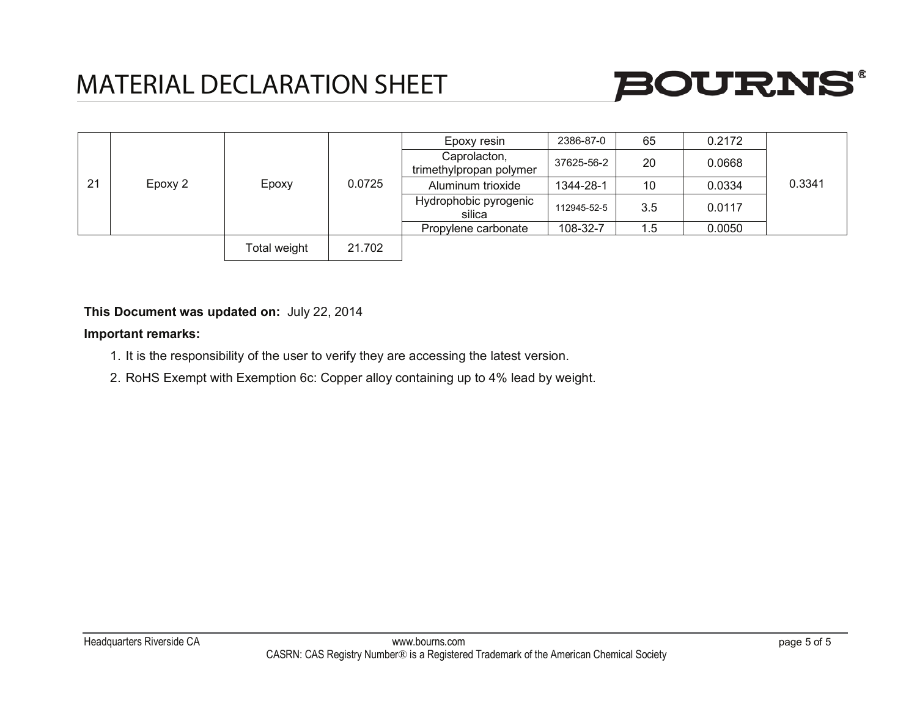# MATERIAL DECLARATION SHEET

| | | | | | | | | |
|---|---|---|---|---|---|---|---|---|
| 21 | Epoxy 2 | Epoxy | 0.0725 | Epoxy resin | 2386-87-0 | 65 | 0.2172 | 0.3341 |
| | | | | Caprolacton, trimethylpropan polymer | 37625-56-2 | 20 | 0.0668 | |
| | | | | Aluminum trioxide | 1344-28-1 | 10 | 0.0334 | |
| | | | | Hydrophobic pyrogenic silica | 112945-52-5 | 3.5 | 0.0117 | |
| | | | | Propylene carbonate | 108-32-7 | 1.5 | 0.0050 | |
| | | Total weight | 21.702 | | | | | |

**This Document was updated on:** July 22, 2014

**Important remarks:**

1. It is the responsibility of the user to verify they are accessing the latest version.
2. RoHS Exempt with Exemption 6c: Copper alloy containing up to 4% lead by weight.

Headquarters Riverside CA www.bourns.com

CASRN: CAS Registry Number® is a Registered Trademark of the American Chemical Society